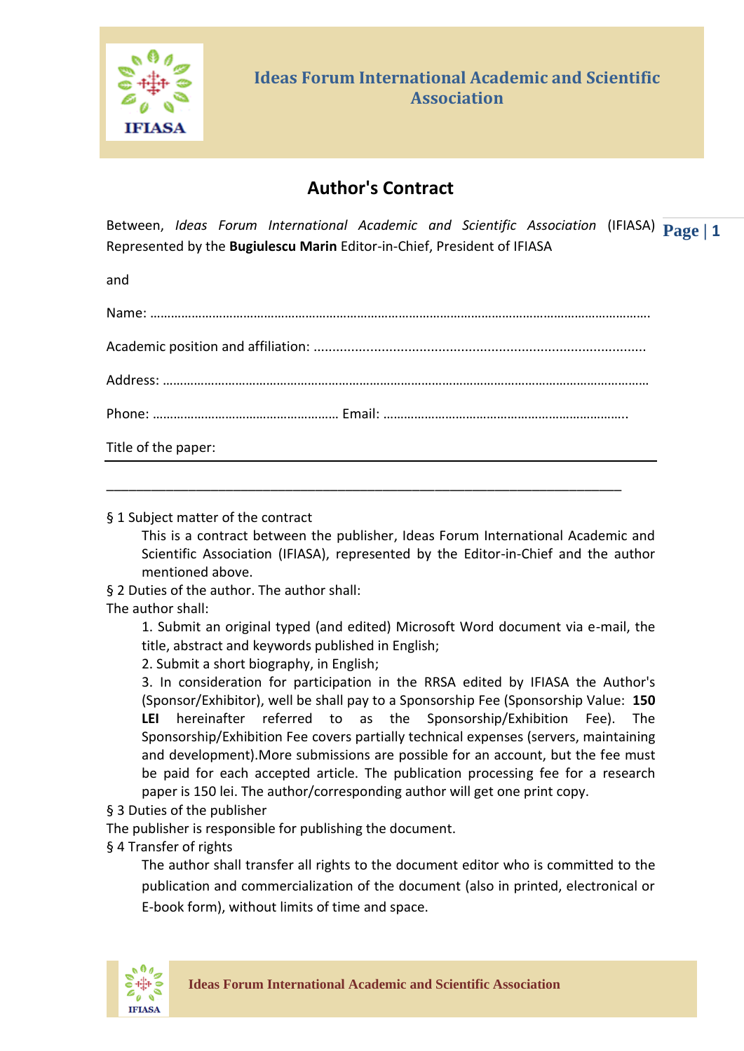# Ideas Forum International Academic and Scientific Association

## Author's Contract

Between, *Ideas Forum International Academic and Scientific Association* (IFIASA) Represented by the **Bugiulescu Marin** Editor-in-Chief, President of IFIASA

and

Name: ……………………………………………………………………………………………………………………………

Academic position and affiliation: .......................................................................................

Address: ………………………………………………………………………………………………………………………

Phone: …………………………………………… Email: ……………………………………………………………..

Title of the paper:

_______________________________________________________________________________

§ 1 Subject matter of the contract

This is a contract between the publisher, Ideas Forum International Academic and Scientific Association (IFIASA), represented by the Editor-in-Chief and the author mentioned above.

§ 2 Duties of the author. The author shall:

The author shall:

1. Submit an original typed (and edited) Microsoft Word document via e-mail, the title, abstract and keywords published in English;
2. Submit a short biography, in English;
3. In consideration for participation in the RRSA edited by IFIASA the Author's (Sponsor/Exhibitor), well be shall pay to a Sponsorship Fee (Sponsorship Value: **150 LEI** hereinafter referred to as the Sponsorship/Exhibition Fee). The Sponsorship/Exhibition Fee covers partially technical expenses (servers, maintaining and development).More submissions are possible for an account, but the fee must be paid for each accepted article. The publication processing fee for a research paper is 150 lei. The author/corresponding author will get one print copy.

§ 3 Duties of the publisher

The publisher is responsible for publishing the document.

§ 4 Transfer of rights

The author shall transfer all rights to the document editor who is committed to the publication and commercialization of the document (also in printed, electronical or E-book form), without limits of time and space.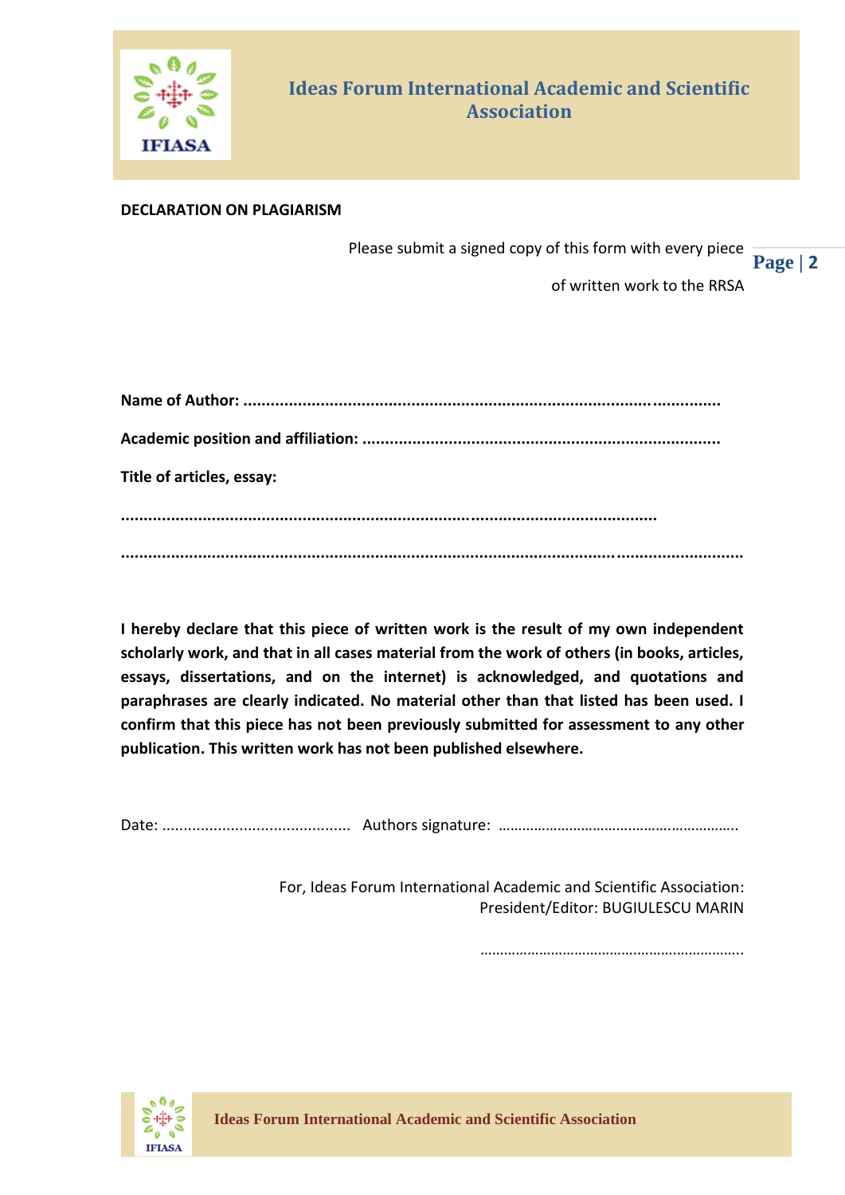**DECLARATION ON PLAGIARISM**

Please submit a signed copy of this form with every piece of written work to the RRSA

**Name of Author: ...........................................................................................................**

**Academic position and affiliation: ...............................................................................**

**Title of articles, essay:**

**.......................................................................................................................**

**.............................................................................................................................**

**I hereby declare that this piece of written work is the result of my own independent scholarly work, and that in all cases material from the work of others (in books, articles, essays, dissertations, and on the internet) is acknowledged, and quotations and paraphrases are clearly indicated. No material other than that listed has been used. I confirm that this piece has not been previously submitted for assessment to any other publication. This written work has not been published elsewhere.**

Date: ........................................... Authors signature: ………………………………………………….

For, Ideas Forum International Academic and Scientific Association:
President/Editor: BUGIULESCU MARIN

………………………………………………………..